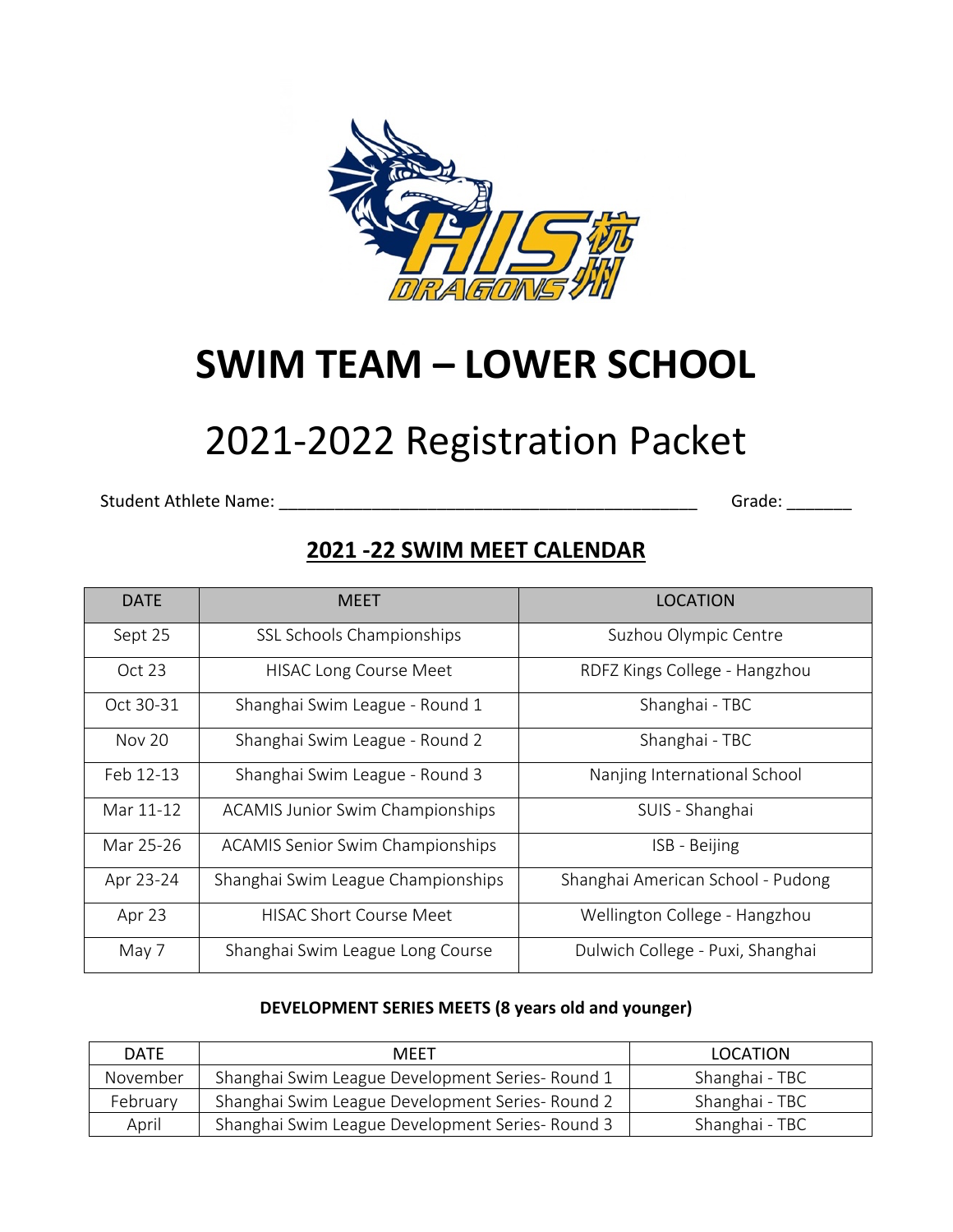# SWIM TEAM – LOWER SCHOOL

# 2021-2022 Registration Packet

Student Athlete Name: _____________________________________________ Grade: _______

## 2021 -22 SWIM MEET CALENDAR

| DATE | MEET | LOCATION |
|---|---|---|
| Sept 25 | SSL Schools Championships | Suzhou Olympic Centre |
| Oct 23 | HISAC Long Course Meet | RDFZ Kings College - Hangzhou |
| Oct 30-31 | Shanghai Swim League - Round 1 | Shanghai - TBC |
| Nov 20 | Shanghai Swim League - Round 2 | Shanghai - TBC |
| Feb 12-13 | Shanghai Swim League - Round 3 | Nanjing International School |
| Mar 11-12 | ACAMIS Junior Swim Championships | SUIS - Shanghai |
| Mar 25-26 | ACAMIS Senior Swim Championships | ISB - Beijing |
| Apr 23-24 | Shanghai Swim League Championships | Shanghai American School - Pudong |
| Apr 23 | HISAC Short Course Meet | Wellington College - Hangzhou |
| May 7 | Shanghai Swim League Long Course | Dulwich College - Puxi, Shanghai |

**DEVELOPMENT SERIES MEETS (8 years old and younger)**

| DATE | MEET | LOCATION |
|---|---|---|
| November | Shanghai Swim League Development Series- Round 1 | Shanghai - TBC |
| February | Shanghai Swim League Development Series- Round 2 | Shanghai - TBC |
| April | Shanghai Swim League Development Series- Round 3 | Shanghai - TBC |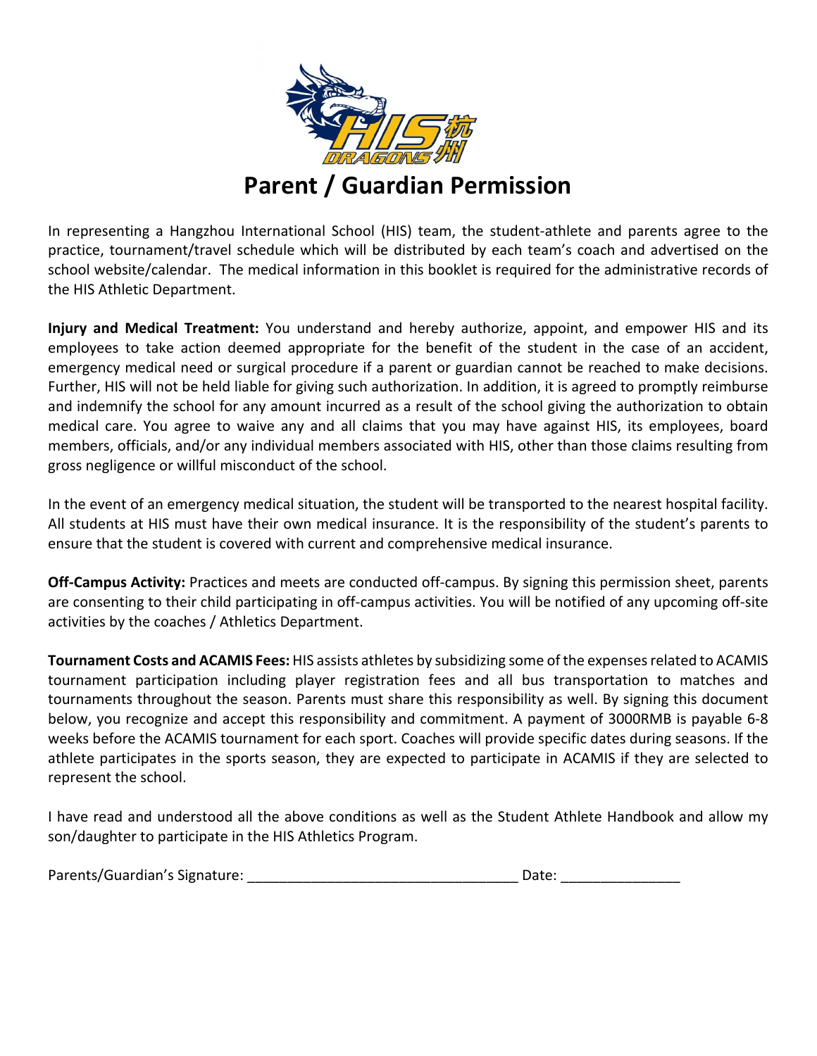# Parent / Guardian Permission

In representing a Hangzhou International School (HIS) team, the student-athlete and parents agree to the practice, tournament/travel schedule which will be distributed by each team's coach and advertised on the school website/calendar. The medical information in this booklet is required for the administrative records of the HIS Athletic Department.

**Injury and Medical Treatment:** You understand and hereby authorize, appoint, and empower HIS and its employees to take action deemed appropriate for the benefit of the student in the case of an accident, emergency medical need or surgical procedure if a parent or guardian cannot be reached to make decisions. Further, HIS will not be held liable for giving such authorization. In addition, it is agreed to promptly reimburse and indemnify the school for any amount incurred as a result of the school giving the authorization to obtain medical care. You agree to waive any and all claims that you may have against HIS, its employees, board members, officials, and/or any individual members associated with HIS, other than those claims resulting from gross negligence or willful misconduct of the school.

In the event of an emergency medical situation, the student will be transported to the nearest hospital facility. All students at HIS must have their own medical insurance. It is the responsibility of the student's parents to ensure that the student is covered with current and comprehensive medical insurance.

**Off-Campus Activity:** Practices and meets are conducted off-campus. By signing this permission sheet, parents are consenting to their child participating in off-campus activities. You will be notified of any upcoming off-site activities by the coaches / Athletics Department.

**Tournament Costs and ACAMIS Fees:** HIS assists athletes by subsidizing some of the expenses related to ACAMIS tournament participation including player registration fees and all bus transportation to matches and tournaments throughout the season. Parents must share this responsibility as well. By signing this document below, you recognize and accept this responsibility and commitment. A payment of 3000RMB is payable 6-8 weeks before the ACAMIS tournament for each sport. Coaches will provide specific dates during seasons. If the athlete participates in the sports season, they are expected to participate in ACAMIS if they are selected to represent the school.

I have read and understood all the above conditions as well as the Student Athlete Handbook and allow my son/daughter to participate in the HIS Athletics Program.

Parents/Guardian's Signature: __________________________________ Date: _______________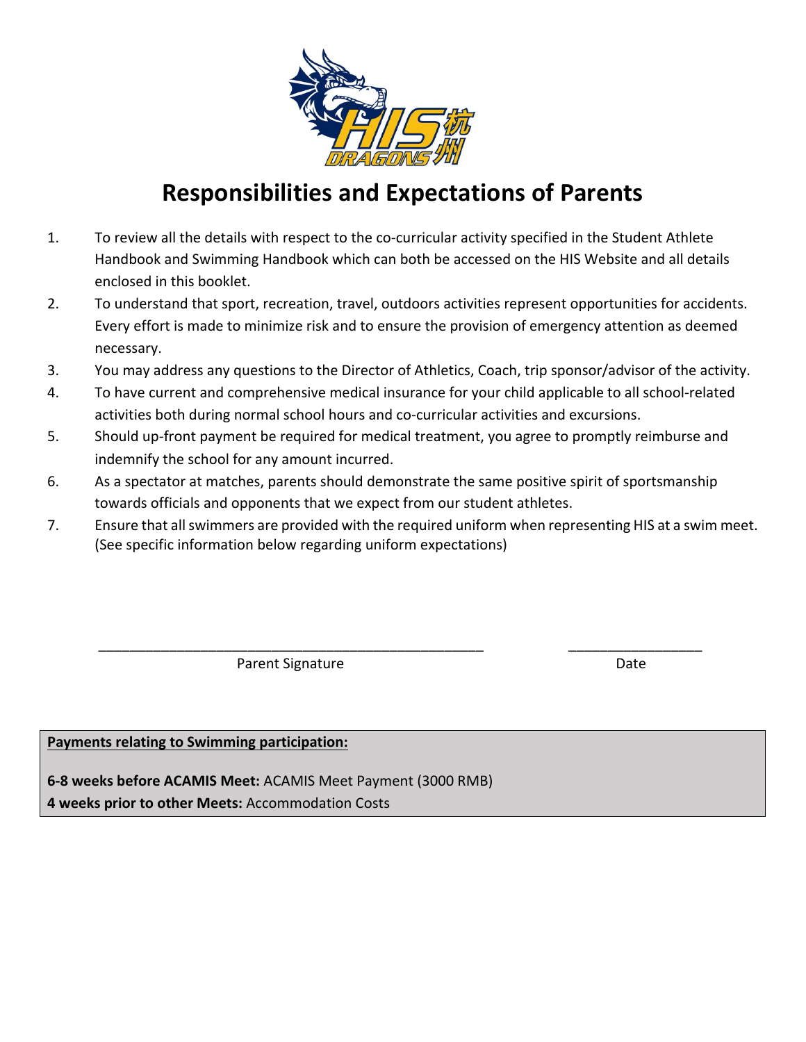# Responsibilities and Expectations of Parents

1. To review all the details with respect to the co-curricular activity specified in the Student Athlete Handbook and Swimming Handbook which can both be accessed on the HIS Website and all details enclosed in this booklet.
2. To understand that sport, recreation, travel, outdoors activities represent opportunities for accidents. Every effort is made to minimize risk and to ensure the provision of emergency attention as deemed necessary.
3. You may address any questions to the Director of Athletics, Coach, trip sponsor/advisor of the activity.
4. To have current and comprehensive medical insurance for your child applicable to all school-related activities both during normal school hours and co-curricular activities and excursions.
5. Should up-front payment be required for medical treatment, you agree to promptly reimburse and indemnify the school for any amount incurred.
6. As a spectator at matches, parents should demonstrate the same positive spirit of sportsmanship towards officials and opponents that we expect from our student athletes.
7. Ensure that all swimmers are provided with the required uniform when representing HIS at a swim meet. (See specific information below regarding uniform expectations)

_______________________________________________ Parent Signature

_______________ Date

**Payments relating to Swimming participation:**

**6-8 weeks before ACAMIS Meet:** ACAMIS Meet Payment (3000 RMB)
**4 weeks prior to other Meets:** Accommodation Costs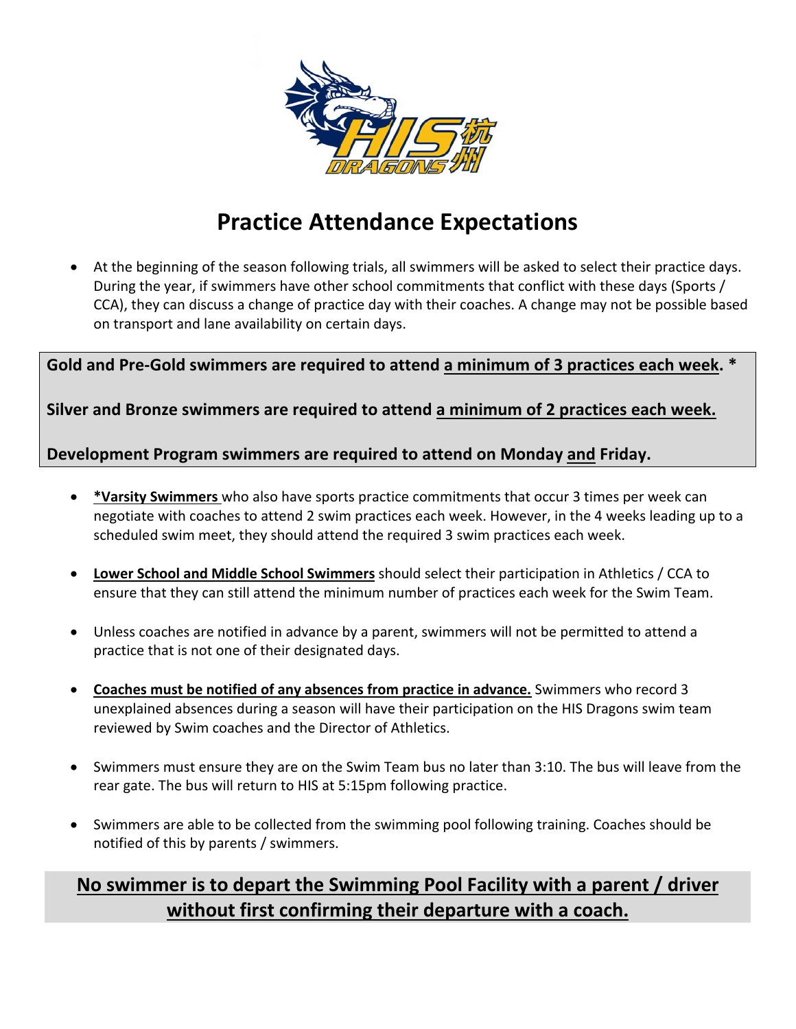# Practice Attendance Expectations

- At the beginning of the season following trials, all swimmers will be asked to select their practice days. During the year, if swimmers have other school commitments that conflict with these days (Sports / CCA), they can discuss a change of practice day with their coaches. A change may not be possible based on transport and lane availability on certain days.

**Gold and Pre-Gold swimmers are required to attend <u>a minimum of 3 practices each week</u>. ***

**Silver and Bronze swimmers are required to attend <u>a minimum of 2 practices each week.</u>**

**Development Program swimmers are required to attend on Monday <u>and</u> Friday.**

- **<u>*Varsity Swimmers</u>** who also have sports practice commitments that occur 3 times per week can negotiate with coaches to attend 2 swim practices each week. However, in the 4 weeks leading up to a scheduled swim meet, they should attend the required 3 swim practices each week.
- **<u>Lower School and Middle School Swimmers</u>** should select their participation in Athletics / CCA to ensure that they can still attend the minimum number of practices each week for the Swim Team.
- Unless coaches are notified in advance by a parent, swimmers will not be permitted to attend a practice that is not one of their designated days.
- **<u>Coaches must be notified of any absences from practice in advance.</u>** Swimmers who record 3 unexplained absences during a season will have their participation on the HIS Dragons swim team reviewed by Swim coaches and the Director of Athletics.
- Swimmers must ensure they are on the Swim Team bus no later than 3:10. The bus will leave from the rear gate. The bus will return to HIS at 5:15pm following practice.
- Swimmers are able to be collected from the swimming pool following training. Coaches should be notified of this by parents / swimmers.

**<u>No swimmer is to depart the Swimming Pool Facility with a parent / driver without first confirming their departure with a coach.</u>**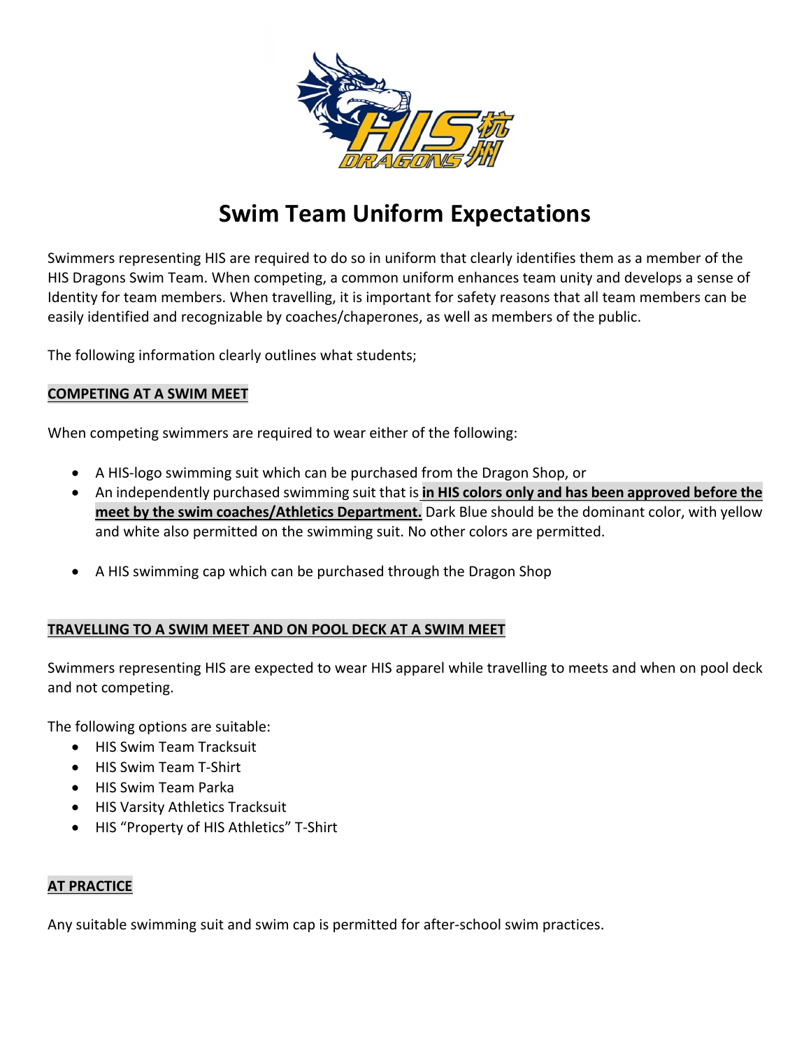# Swim Team Uniform Expectations

Swimmers representing HIS are required to do so in uniform that clearly identifies them as a member of the HIS Dragons Swim Team. When competing, a common uniform enhances team unity and develops a sense of Identity for team members. When travelling, it is important for safety reasons that all team members can be easily identified and recognizable by coaches/chaperones, as well as members of the public.

The following information clearly outlines what students;

## COMPETING AT A SWIM MEET

When competing swimmers are required to wear either of the following:

- A HIS-logo swimming suit which can be purchased from the Dragon Shop, or
- An independently purchased swimming suit that is **in HIS colors only and has been approved before the meet by the swim coaches/Athletics Department.** Dark Blue should be the dominant color, with yellow and white also permitted on the swimming suit. No other colors are permitted.
- A HIS swimming cap which can be purchased through the Dragon Shop

## TRAVELLING TO A SWIM MEET AND ON POOL DECK AT A SWIM MEET

Swimmers representing HIS are expected to wear HIS apparel while travelling to meets and when on pool deck and not competing.

The following options are suitable:

- HIS Swim Team Tracksuit
- HIS Swim Team T-Shirt
- HIS Swim Team Parka
- HIS Varsity Athletics Tracksuit
- HIS "Property of HIS Athletics" T-Shirt

## AT PRACTICE

Any suitable swimming suit and swim cap is permitted for after-school swim practices.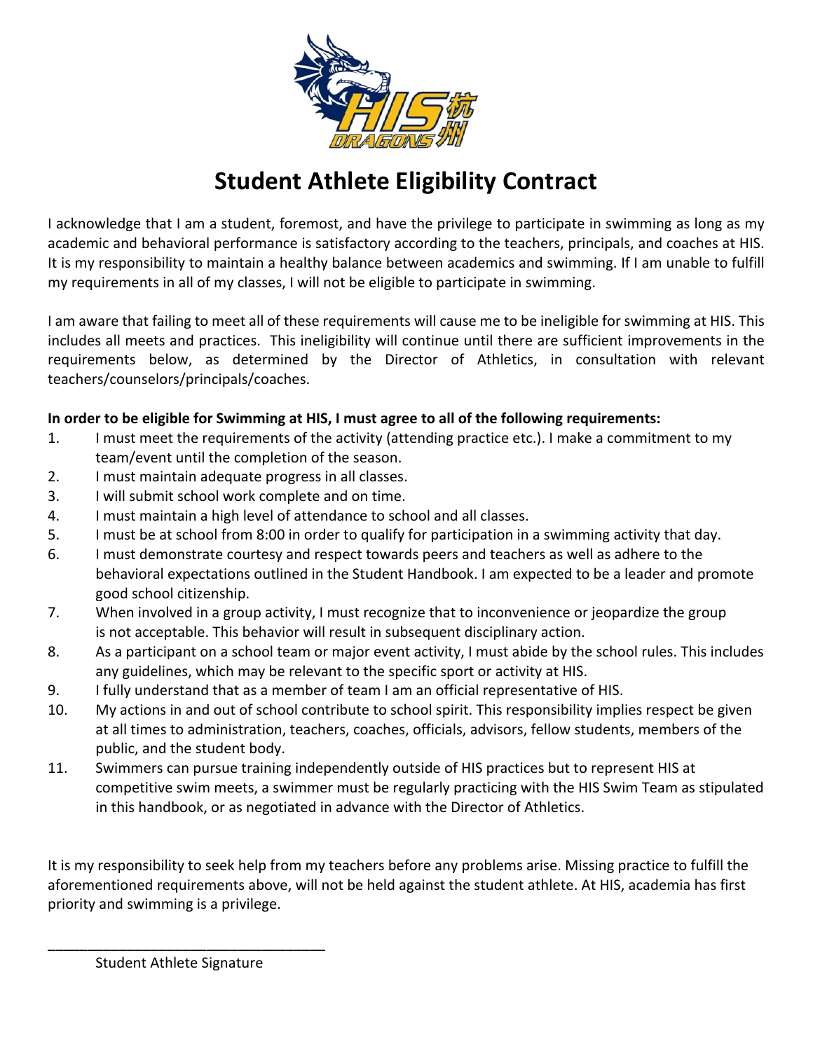# Student Athlete Eligibility Contract

I acknowledge that I am a student, foremost, and have the privilege to participate in swimming as long as my academic and behavioral performance is satisfactory according to the teachers, principals, and coaches at HIS. It is my responsibility to maintain a healthy balance between academics and swimming. If I am unable to fulfill my requirements in all of my classes, I will not be eligible to participate in swimming.

I am aware that failing to meet all of these requirements will cause me to be ineligible for swimming at HIS. This includes all meets and practices. This ineligibility will continue until there are sufficient improvements in the requirements below, as determined by the Director of Athletics, in consultation with relevant teachers/counselors/principals/coaches.

**In order to be eligible for Swimming at HIS, I must agree to all of the following requirements:**

1. I must meet the requirements of the activity (attending practice etc.). I make a commitment to my team/event until the completion of the season.
2. I must maintain adequate progress in all classes.
3. I will submit school work complete and on time.
4. I must maintain a high level of attendance to school and all classes.
5. I must be at school from 8:00 in order to qualify for participation in a swimming activity that day.
6. I must demonstrate courtesy and respect towards peers and teachers as well as adhere to the behavioral expectations outlined in the Student Handbook. I am expected to be a leader and promote good school citizenship.
7. When involved in a group activity, I must recognize that to inconvenience or jeopardize the group is not acceptable. This behavior will result in subsequent disciplinary action.
8. As a participant on a school team or major event activity, I must abide by the school rules. This includes any guidelines, which may be relevant to the specific sport or activity at HIS.
9. I fully understand that as a member of team I am an official representative of HIS.
10. My actions in and out of school contribute to school spirit. This responsibility implies respect be given at all times to administration, teachers, coaches, officials, advisors, fellow students, members of the public, and the student body.
11. Swimmers can pursue training independently outside of HIS practices but to represent HIS at competitive swim meets, a swimmer must be regularly practicing with the HIS Swim Team as stipulated in this handbook, or as negotiated in advance with the Director of Athletics.

It is my responsibility to seek help from my teachers before any problems arise. Missing practice to fulfill the aforementioned requirements above, will not be held against the student athlete. At HIS, academia has first priority and swimming is a privilege.

\_\_\_\_\_\_\_\_\_\_\_\_\_\_\_\_\_\_\_\_\_\_\_\_\_\_\_\_\_\_\_\_\_\_\_

Student Athlete Signature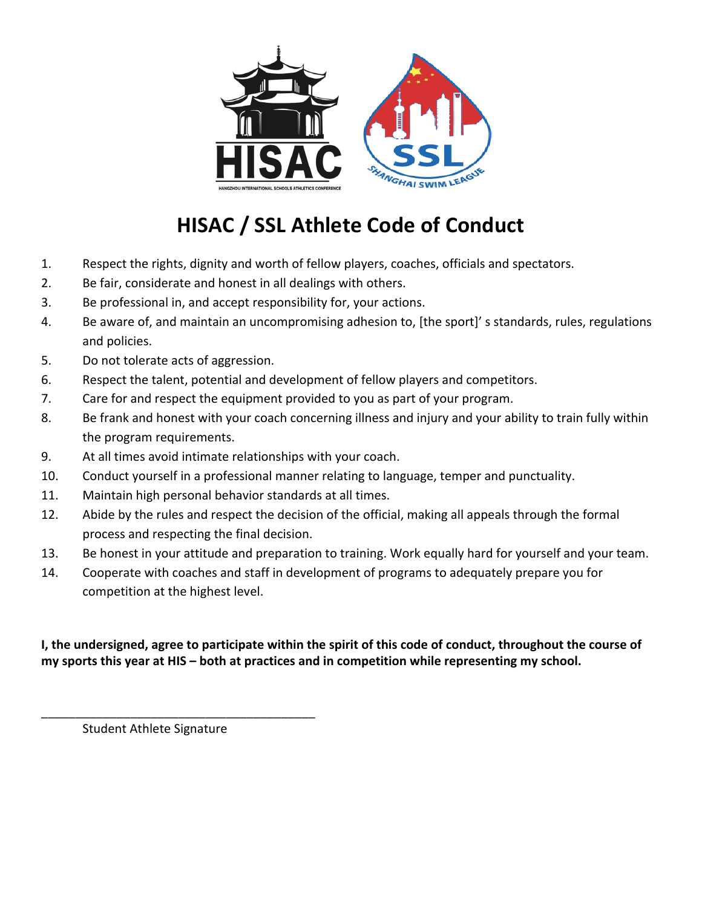# HISAC / SSL Athlete Code of Conduct

1. Respect the rights, dignity and worth of fellow players, coaches, officials and spectators.
2. Be fair, considerate and honest in all dealings with others.
3. Be professional in, and accept responsibility for, your actions.
4. Be aware of, and maintain an uncompromising adhesion to, [the sport]' s standards, rules, regulations and policies.
5. Do not tolerate acts of aggression.
6. Respect the talent, potential and development of fellow players and competitors.
7. Care for and respect the equipment provided to you as part of your program.
8. Be frank and honest with your coach concerning illness and injury and your ability to train fully within the program requirements.
9. At all times avoid intimate relationships with your coach.
10. Conduct yourself in a professional manner relating to language, temper and punctuality.
11. Maintain high personal behavior standards at all times.
12. Abide by the rules and respect the decision of the official, making all appeals through the formal process and respecting the final decision.
13. Be honest in your attitude and preparation to training. Work equally hard for yourself and your team.
14. Cooperate with coaches and staff in development of programs to adequately prepare you for competition at the highest level.

**I, the undersigned, agree to participate within the spirit of this code of conduct, throughout the course of my sports this year at HIS – both at practices and in competition while representing my school.**

\_\_\_\_\_\_\_\_\_\_\_\_\_\_\_\_\_\_\_\_\_\_\_\_\_\_\_\_\_\_\_\_\_\_\_\_\_\_\_\_

Student Athlete Signature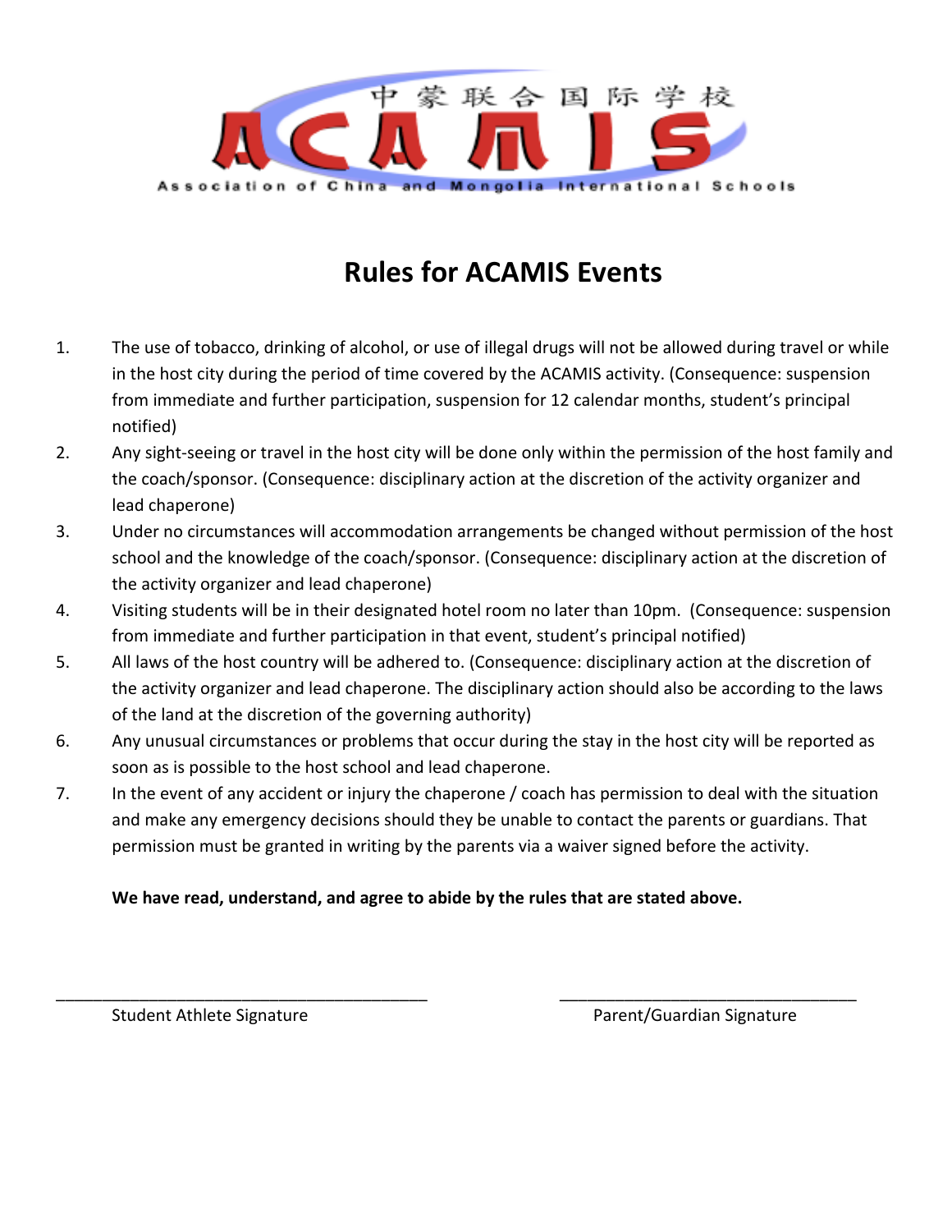中蒙联合国际学校

ACAMIS

Association of China and Mongolia International Schools

# Rules for ACAMIS Events

1. The use of tobacco, drinking of alcohol, or use of illegal drugs will not be allowed during travel or while in the host city during the period of time covered by the ACAMIS activity. (Consequence: suspension from immediate and further participation, suspension for 12 calendar months, student's principal notified)
2. Any sight-seeing or travel in the host city will be done only within the permission of the host family and the coach/sponsor. (Consequence: disciplinary action at the discretion of the activity organizer and lead chaperone)
3. Under no circumstances will accommodation arrangements be changed without permission of the host school and the knowledge of the coach/sponsor. (Consequence: disciplinary action at the discretion of the activity organizer and lead chaperone)
4. Visiting students will be in their designated hotel room no later than 10pm. (Consequence: suspension from immediate and further participation in that event, student's principal notified)
5. All laws of the host country will be adhered to. (Consequence: disciplinary action at the discretion of the activity organizer and lead chaperone. The disciplinary action should also be according to the laws of the land at the discretion of the governing authority)
6. Any unusual circumstances or problems that occur during the stay in the host city will be reported as soon as is possible to the host school and lead chaperone.
7. In the event of any accident or injury the chaperone / coach has permission to deal with the situation and make any emergency decisions should they be unable to contact the parents or guardians. That permission must be granted in writing by the parents via a waiver signed before the activity.

**We have read, understand, and agree to abide by the rules that are stated above.**

\_\_\_\_\_\_\_\_\_\_\_\_\_\_\_\_\_\_\_\_\_\_\_\_\_\_\_\_\_\_\_\_\_\_\_\_\_\_\_\_\_\_\_\_ Student Athlete Signature

\_\_\_\_\_\_\_\_\_\_\_\_\_\_\_\_\_\_\_\_\_\_\_\_\_\_\_\_\_\_\_\_\_\_\_\_\_\_ Parent/Guardian Signature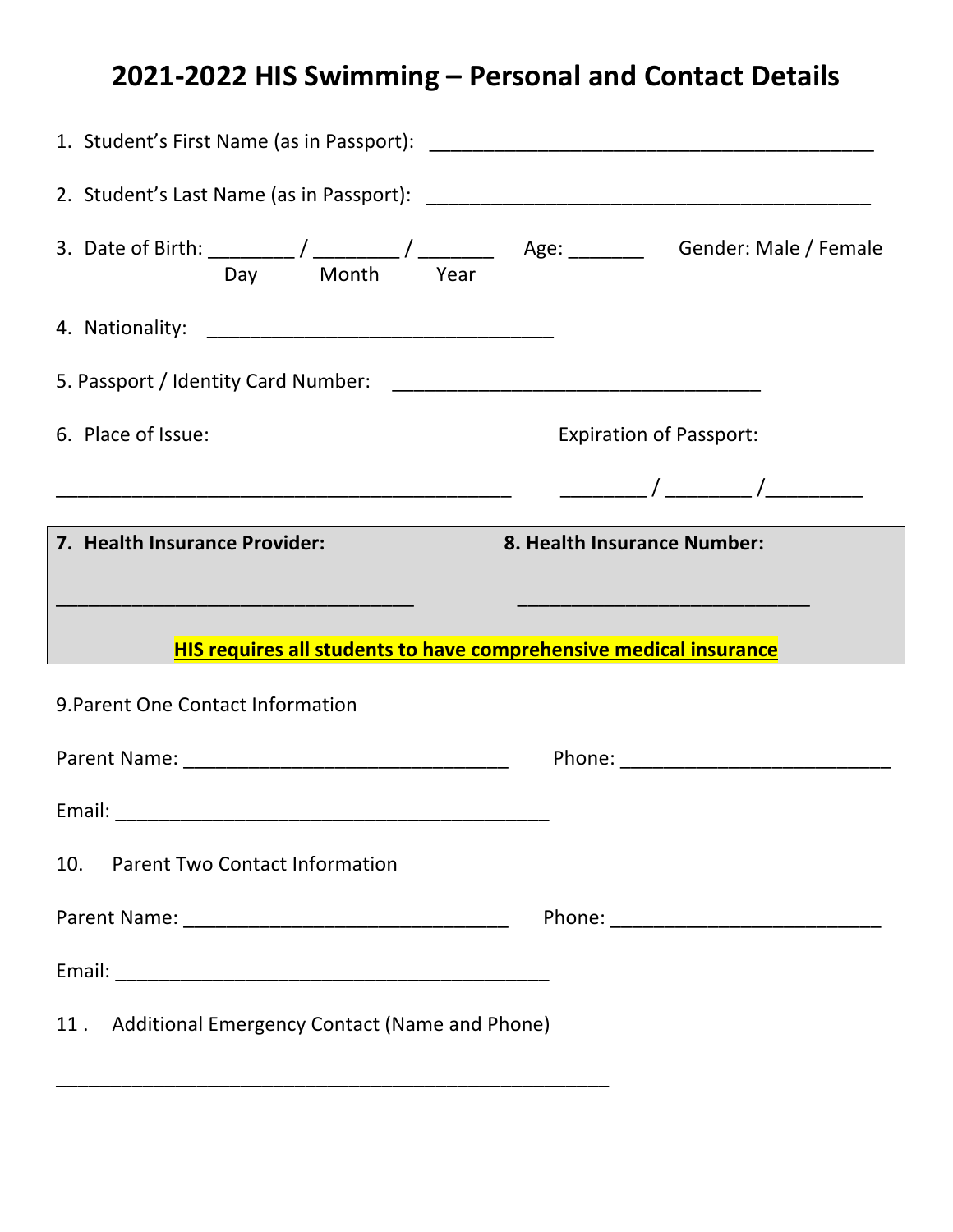# 2021-2022 HIS Swimming – Personal and Contact Details

1. Student's First Name (as in Passport): ___________________________________________

2. Student's Last Name (as in Passport): ___________________________________________

3. Date of Birth: ________ / ________ / _______ Age: _______ Gender: Male / Female
   Day Month Year

4. Nationality: _________________________________

5. Passport / Identity Card Number: ___________________________________

6. Place of Issue: ___________________________________________ Expiration of Passport: ________ / ________ /_________

**7. Health Insurance Provider:** __________________________________ **8. Health Insurance Number:** ___________________________

**HIS requires all students to have comprehensive medical insurance**

9. Parent One Contact Information

Parent Name: _______________________________ Phone: __________________________

Email: __________________________________________

10. Parent Two Contact Information

Parent Name: _______________________________ Phone: __________________________

Email: __________________________________________

11. Additional Emergency Contact (Name and Phone)

_____________________________________________________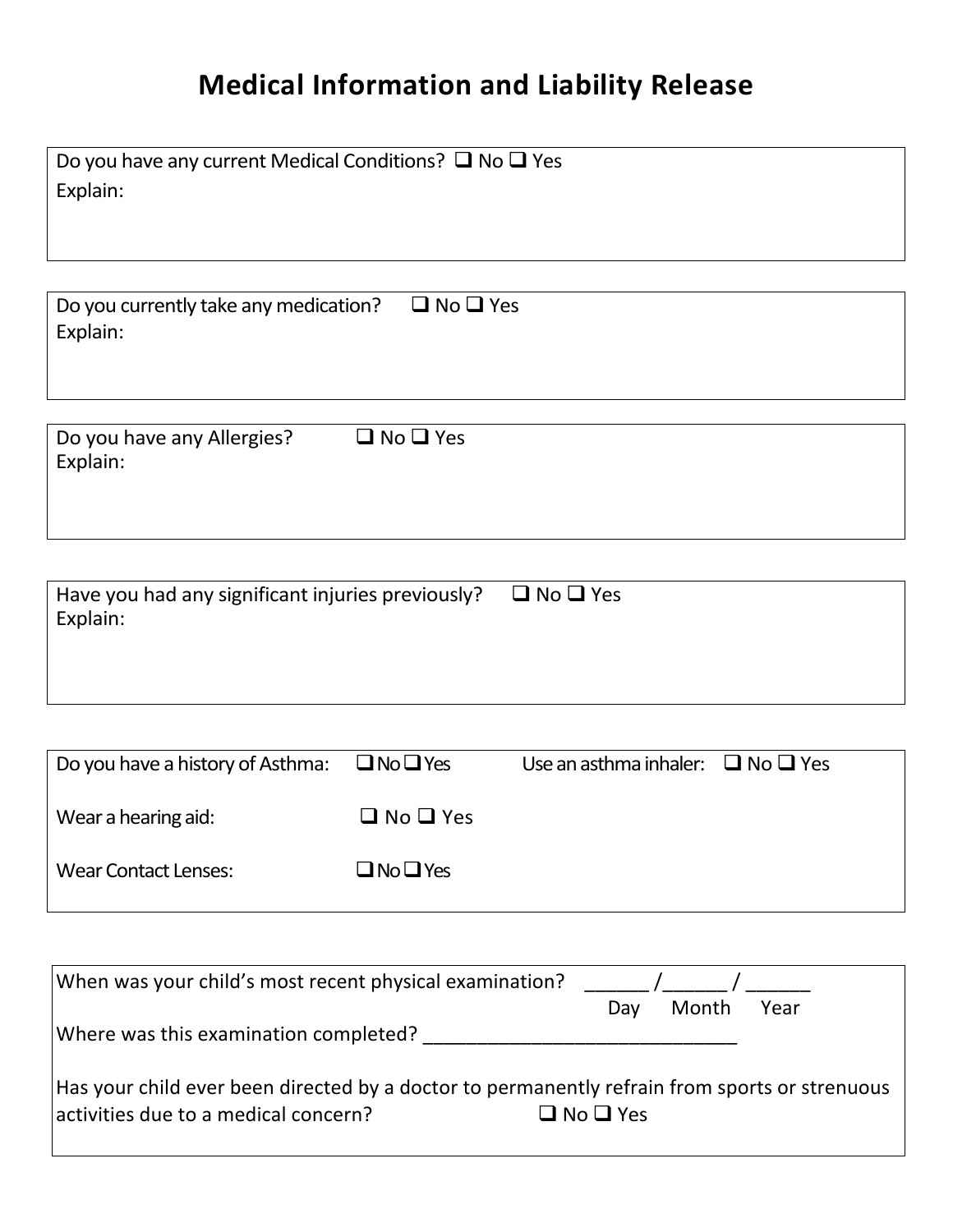# Medical Information and Liability Release

Do you have any current Medical Conditions? ❑ No ❑ Yes
Explain:

Do you currently take any medication? ❑ No ❑ Yes
Explain:

Do you have any Allergies? ❑ No ❑ Yes
Explain:

Have you had any significant injuries previously? ❑ No ❑ Yes
Explain:

Do you have a history of Asthma: ❑ No ❑ Yes    Use an asthma inhaler: ❑ No ❑ Yes

Wear a hearing aid: ❑ No ❑ Yes

Wear Contact Lenses: ❑ No ❑ Yes

When was your child's most recent physical examination? ______ /______ / ______
Day Month Year

Where was this examination completed? ______________________________

Has your child ever been directed by a doctor to permanently refrain from sports or strenuous activities due to a medical concern? ❑ No ❑ Yes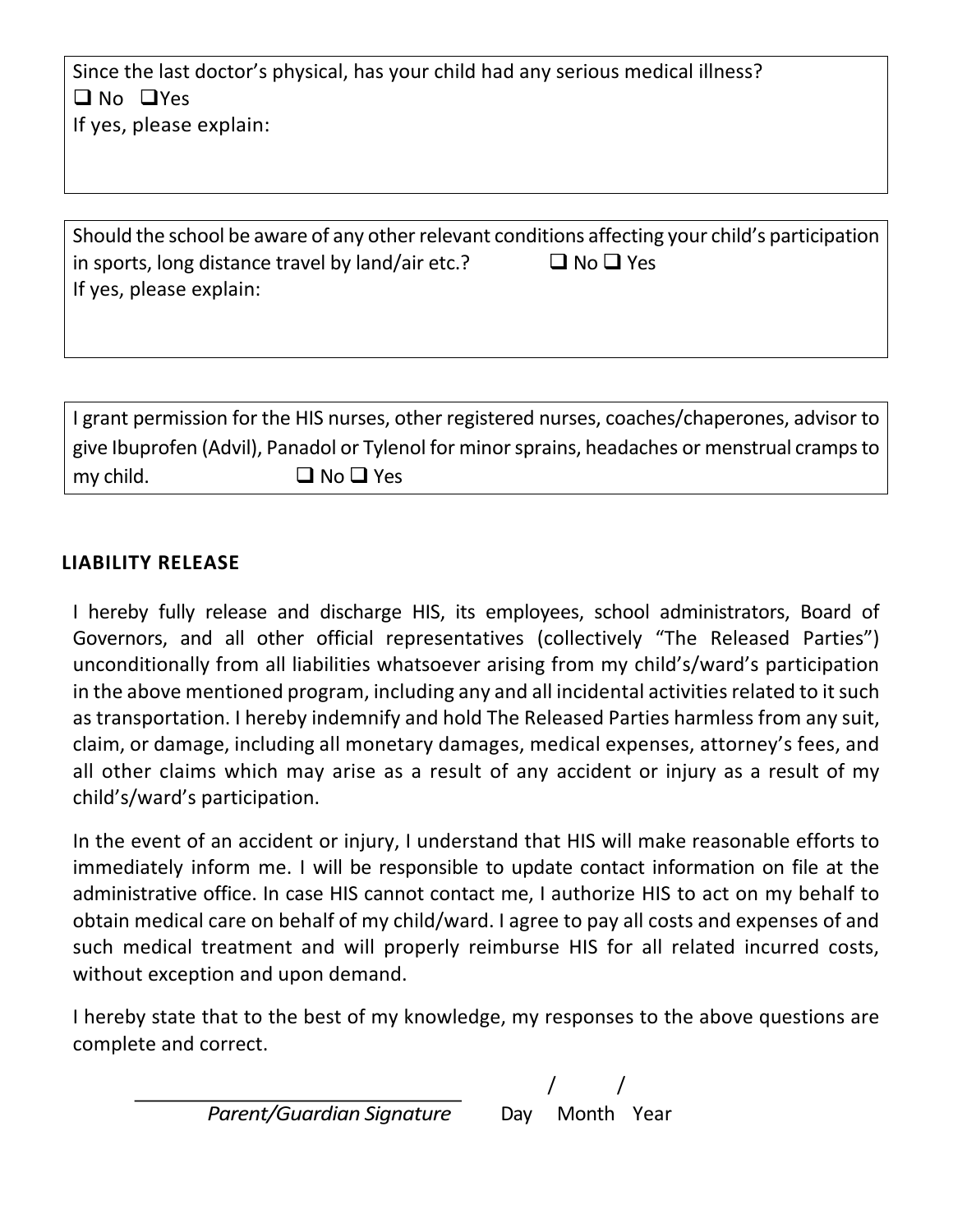Since the last doctor's physical, has your child had any serious medical illness?

❑ No ❑ Yes

If yes, please explain:

Should the school be aware of any other relevant conditions affecting your child's participation in sports, long distance travel by land/air etc.? ❑ No ❑ Yes

If yes, please explain:

I grant permission for the HIS nurses, other registered nurses, coaches/chaperones, advisor to give Ibuprofen (Advil), Panadol or Tylenol for minor sprains, headaches or menstrual cramps to my child. ❑ No ❑ Yes

## LIABILITY RELEASE

I hereby fully release and discharge HIS, its employees, school administrators, Board of Governors, and all other official representatives (collectively "The Released Parties") unconditionally from all liabilities whatsoever arising from my child's/ward's participation in the above mentioned program, including any and all incidental activities related to it such as transportation. I hereby indemnify and hold The Released Parties harmless from any suit, claim, or damage, including all monetary damages, medical expenses, attorney's fees, and all other claims which may arise as a result of any accident or injury as a result of my child's/ward's participation.

In the event of an accident or injury, I understand that HIS will make reasonable efforts to immediately inform me. I will be responsible to update contact information on file at the administrative office. In case HIS cannot contact me, I authorize HIS to act on my behalf to obtain medical care on behalf of my child/ward. I agree to pay all costs and expenses of and such medical treatment and will properly reimburse HIS for all related incurred costs, without exception and upon demand.

I hereby state that to the best of my knowledge, my responses to the above questions are complete and correct.

\_\_\_\_\_\_\_\_\_\_\_\_\_\_\_\_\_\_\_\_\_\_\_\_\_\_\_\_\_\_ &nbsp;&nbsp;&nbsp;&nbsp; / &nbsp;&nbsp;&nbsp; /

*Parent/Guardian Signature* &nbsp;&nbsp;&nbsp; Day &nbsp; Month &nbsp; Year